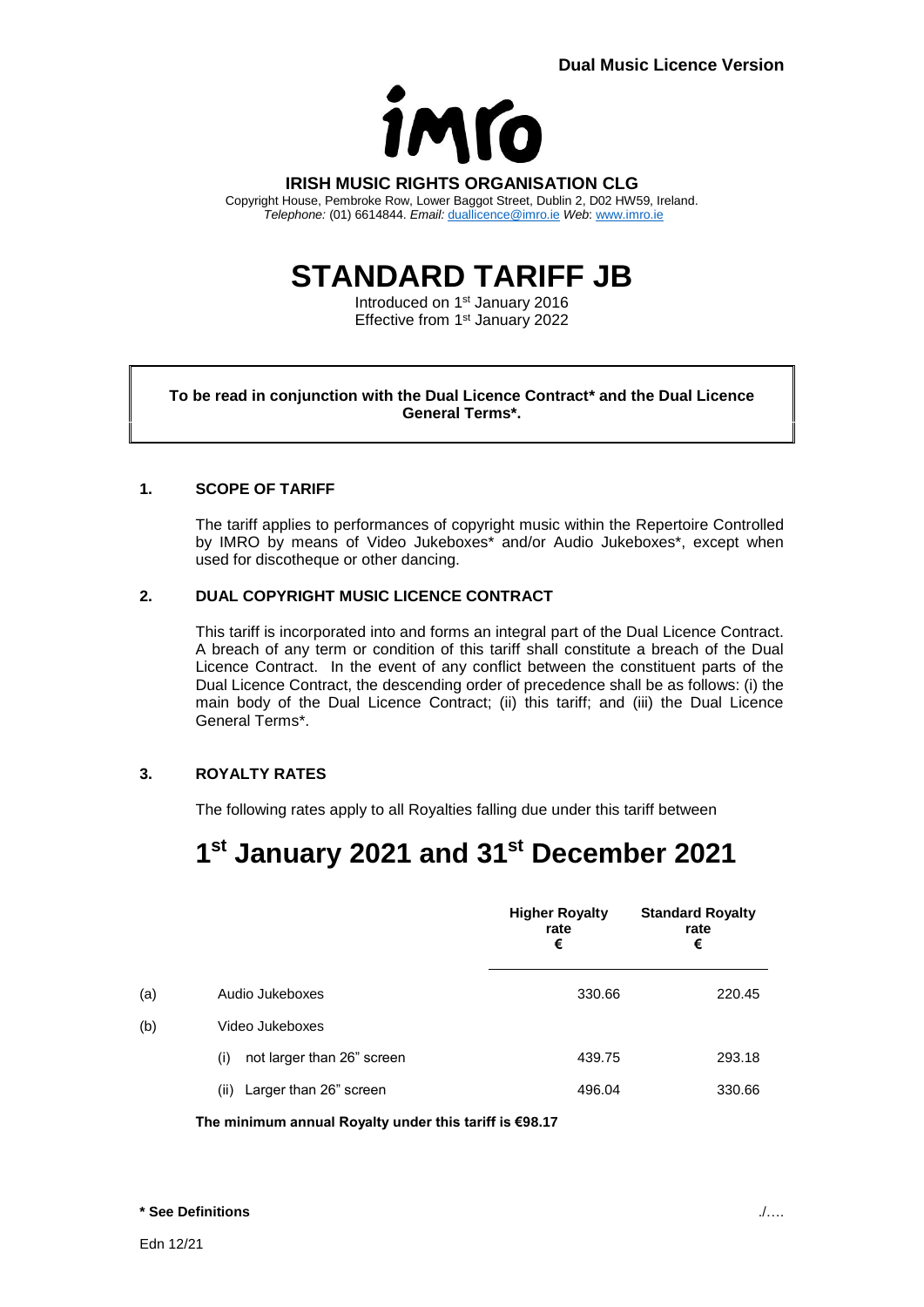**Dual Music Licence Version**

imro

**IRISH MUSIC RIGHTS ORGANISATION CLG**

Copyright House, Pembroke Row, Lower Baggot Street, Dublin 2, D02 HW59, Ireland.
*Telephone:* (01) 6614844. *Email:* duallicence@imro.ie *Web*: www.imro.ie

# STANDARD TARIFF JB

Introduced on 1st January 2016
Effective from 1st January 2022

**To be read in conjunction with the Dual Licence Contract* and the Dual Licence General Terms*.**

## 1. SCOPE OF TARIFF

The tariff applies to performances of copyright music within the Repertoire Controlled by IMRO by means of Video Jukeboxes* and/or Audio Jukeboxes*, except when used for discotheque or other dancing.

## 2. DUAL COPYRIGHT MUSIC LICENCE CONTRACT

This tariff is incorporated into and forms an integral part of the Dual Licence Contract. A breach of any term or condition of this tariff shall constitute a breach of the Dual Licence Contract. In the event of any conflict between the constituent parts of the Dual Licence Contract, the descending order of precedence shall be as follows: (i) the main body of the Dual Licence Contract; (ii) this tariff; and (iii) the Dual Licence General Terms*.

## 3. ROYALTY RATES

The following rates apply to all Royalties falling due under this tariff between

# 1st January 2021 and 31st December 2021

| | | Higher Royalty rate € | Standard Royalty rate € |
|---|---|---|---|
| (a) | Audio Jukeboxes | 330.66 | 220.45 |
| (b) | Video Jukeboxes | | |
| | (i) not larger than 26" screen | 439.75 | 293.18 |
| | (ii) Larger than 26" screen | 496.04 | 330.66 |

**The minimum annual Royalty under this tariff is €98.17**

**\* See Definitions**

Edn 12/21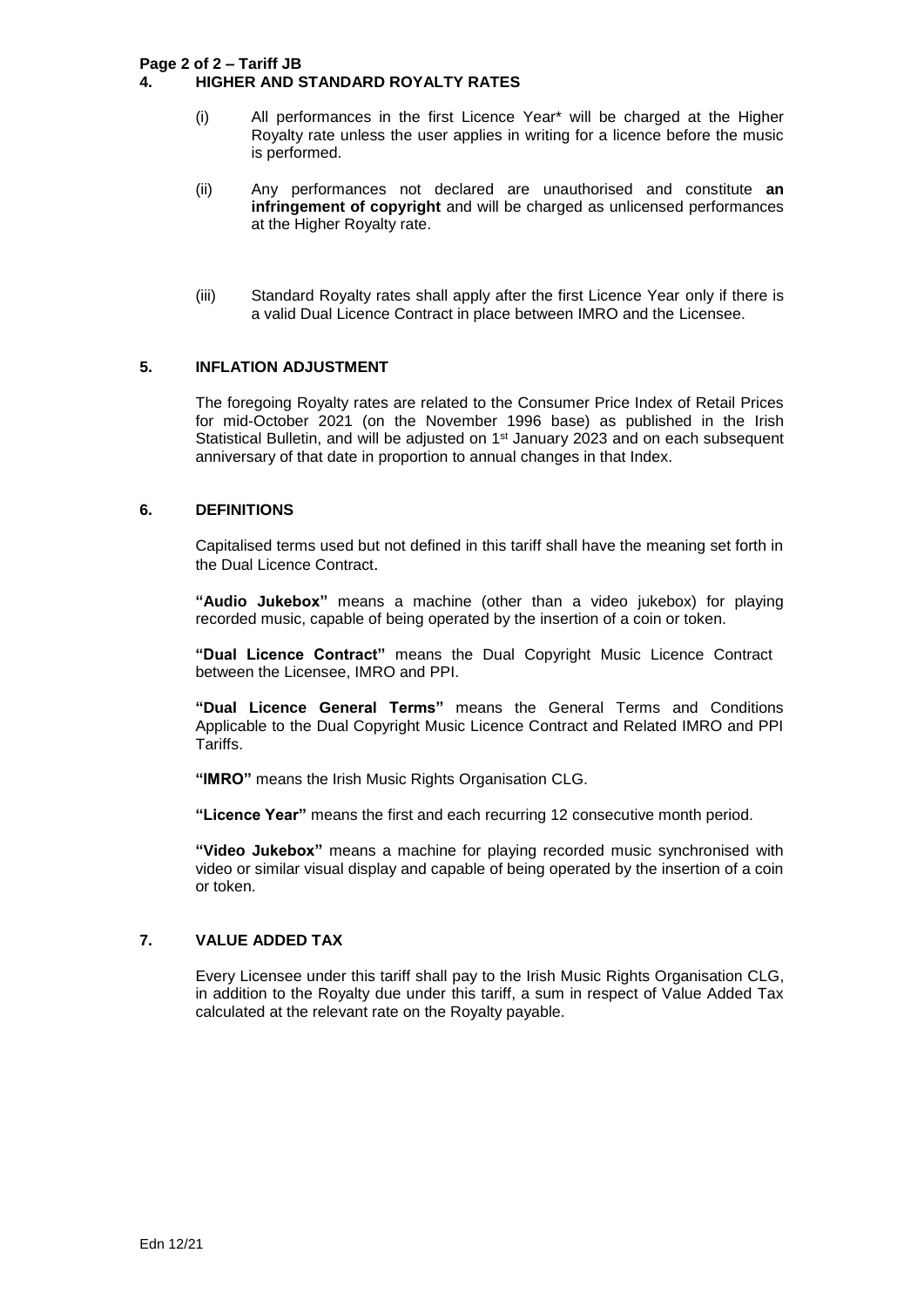## 4. HIGHER AND STANDARD ROYALTY RATES

(i) All performances in the first Licence Year* will be charged at the Higher Royalty rate unless the user applies in writing for a licence before the music is performed.

(ii) Any performances not declared are unauthorised and constitute **an infringement of copyright** and will be charged as unlicensed performances at the Higher Royalty rate.

(iii) Standard Royalty rates shall apply after the first Licence Year only if there is a valid Dual Licence Contract in place between IMRO and the Licensee.

## 5. INFLATION ADJUSTMENT

The foregoing Royalty rates are related to the Consumer Price Index of Retail Prices for mid-October 2021 (on the November 1996 base) as published in the Irish Statistical Bulletin, and will be adjusted on 1st January 2023 and on each subsequent anniversary of that date in proportion to annual changes in that Index.

## 6. DEFINITIONS

Capitalised terms used but not defined in this tariff shall have the meaning set forth in the Dual Licence Contract.

**"Audio Jukebox"** means a machine (other than a video jukebox) for playing recorded music, capable of being operated by the insertion of a coin or token.

**"Dual Licence Contract"** means the Dual Copyright Music Licence Contract between the Licensee, IMRO and PPI.

**"Dual Licence General Terms"** means the General Terms and Conditions Applicable to the Dual Copyright Music Licence Contract and Related IMRO and PPI Tariffs.

**"IMRO"** means the Irish Music Rights Organisation CLG.

**"Licence Year"** means the first and each recurring 12 consecutive month period.

**"Video Jukebox"** means a machine for playing recorded music synchronised with video or similar visual display and capable of being operated by the insertion of a coin or token.

## 7. VALUE ADDED TAX

Every Licensee under this tariff shall pay to the Irish Music Rights Organisation CLG, in addition to the Royalty due under this tariff, a sum in respect of Value Added Tax calculated at the relevant rate on the Royalty payable.

Edn 12/21